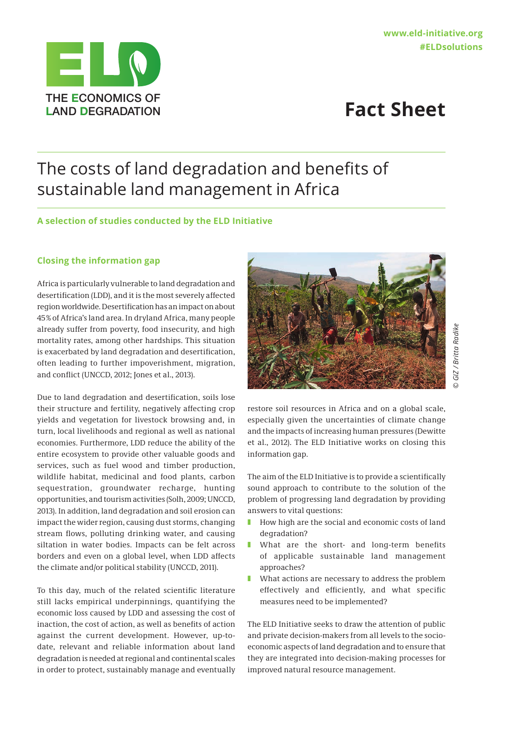www.eld-initiative.org
#ELDsolutions

THE ECONOMICS OF LAND DEGRADATION

# Fact Sheet

# The costs of land degradation and benefits of sustainable land management in Africa

**A selection of studies conducted by the ELD Initiative**

## Closing the information gap

Africa is particularly vulnerable to land degradation and desertification (LDD), and it is the most severely affected region worldwide. Desertification has an impact on about 45 % of Africa's land area. In dryland Africa, many people already suffer from poverty, food insecurity, and high mortality rates, among other hardships. This situation is exacerbated by land degradation and desertification, often leading to further impoverishment, migration, and conflict (UNCCD, 2012; Jones et al., 2013).

Due to land degradation and desertification, soils lose their structure and fertility, negatively affecting crop yields and vegetation for livestock browsing and, in turn, local livelihoods and regional as well as national economies. Furthermore, LDD reduce the ability of the entire ecosystem to provide other valuable goods and services, such as fuel wood and timber production, wildlife habitat, medicinal and food plants, carbon sequestration, groundwater recharge, hunting opportunities, and tourism activities (Solh, 2009; UNCCD, 2013). In addition, land degradation and soil erosion can impact the wider region, causing dust storms, changing stream flows, polluting drinking water, and causing siltation in water bodies. Impacts can be felt across borders and even on a global level, when LDD affects the climate and/or political stability (UNCCD, 2011).

To this day, much of the related scientific literature still lacks empirical underpinnings, quantifying the economic loss caused by LDD and assessing the cost of inaction, the cost of action, as well as benefits of action against the current development. However, up-to-date, relevant and reliable information about land degradation is needed at regional and continental scales in order to protect, sustainably manage and eventually restore soil resources in Africa and on a global scale, especially given the uncertainties of climate change and the impacts of increasing human pressures (Dewitte et al., 2012). The ELD Initiative works on closing this information gap.

© GIZ / Britta Radike

The aim of the ELD Initiative is to provide a scientifically sound approach to contribute to the solution of the problem of progressing land degradation by providing answers to vital questions:

- How high are the social and economic costs of land degradation?
- What are the short- and long-term benefits of applicable sustainable land management approaches?
- What actions are necessary to address the problem effectively and efficiently, and what specific measures need to be implemented?

The ELD Initiative seeks to draw the attention of public and private decision-makers from all levels to the socio-economic aspects of land degradation and to ensure that they are integrated into decision-making processes for improved natural resource management.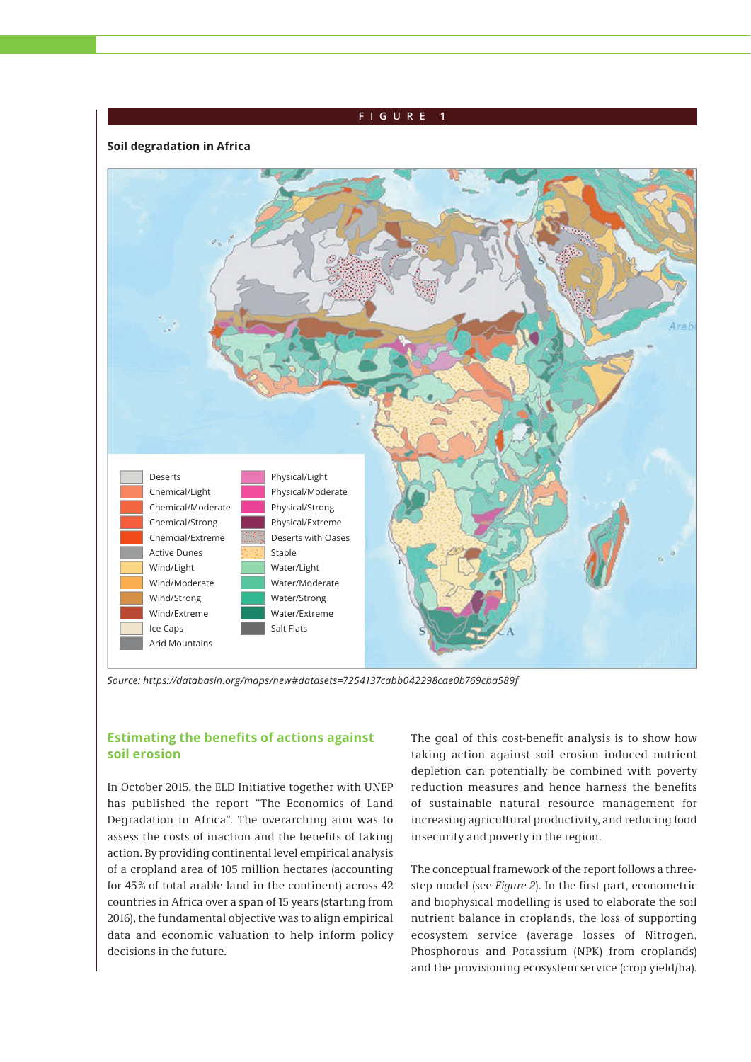FIGURE 1

**Soil degradation in Africa**

| | | | |
|---|---|---|---|
| Deserts | | Physical/Light | |
| Chemical/Light | | Physical/Moderate | |
| Chemical/Moderate | | Physical/Strong | |
| Chemical/Strong | | Physical/Extreme | |
| Chemcial/Extreme | | Deserts with Oases | |
| Active Dunes | | Stable | |
| Wind/Light | | Water/Light | |
| Wind/Moderate | | Water/Moderate | |
| Wind/Strong | | Water/Strong | |
| Wind/Extreme | | Water/Extreme | |
| Ice Caps | | Salt Flats | |
| Arid Mountains | | | |

*Source: https://databasin.org/maps/new#datasets=7254137cabb042298cae0b769cba589f*

## Estimating the benefits of actions against soil erosion

In October 2015, the ELD Initiative together with UNEP has published the report "The Economics of Land Degradation in Africa". The overarching aim was to assess the costs of inaction and the benefits of taking action. By providing continental level empirical analysis of a cropland area of 105 million hectares (accounting for 45% of total arable land in the continent) across 42 countries in Africa over a span of 15 years (starting from 2016), the fundamental objective was to align empirical data and economic valuation to help inform policy decisions in the future.

The goal of this cost-benefit analysis is to show how taking action against soil erosion induced nutrient depletion can potentially be combined with poverty reduction measures and hence harness the benefits of sustainable natural resource management for increasing agricultural productivity, and reducing food insecurity and poverty in the region.

The conceptual framework of the report follows a three-step model (see *Figure 2*). In the first part, econometric and biophysical modelling is used to elaborate the soil nutrient balance in croplands, the loss of supporting ecosystem service (average losses of Nitrogen, Phosphorous and Potassium (NPK) from croplands) and the provisioning ecosystem service (crop yield/ha).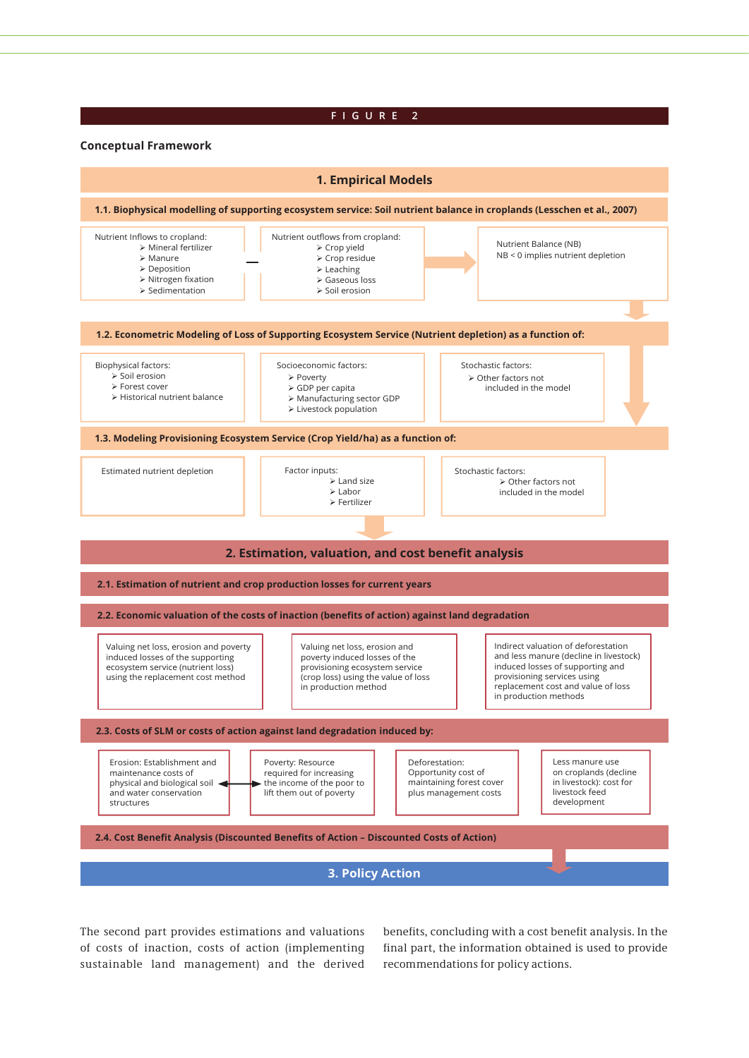FIGURE 2

**Conceptual Framework**

## 1. Empirical Models

**1.1. Biophysical modelling of supporting ecosystem service: Soil nutrient balance in croplands (Lesschen et al., 2007)**

Nutrient Inflows to cropland:
- Mineral fertilizer
- Manure
- Deposition
- Nitrogen fixation
- Sedimentation

Nutrient outflows from cropland:
- Crop yield
- Crop residue
- Leaching
- Gaseous loss
- Soil erosion

Nutrient Balance (NB)
NB < 0 implies nutrient depletion

**1.2. Econometric Modeling of Loss of Supporting Ecosystem Service (Nutrient depletion) as a function of:**

Biophysical factors:
- Soil erosion
- Forest cover
- Historical nutrient balance

Socioeconomic factors:
- Poverty
- GDP per capita
- Manufacturing sector GDP
- Livestock population

Stochastic factors:
- Other factors not included in the model

**1.3. Modeling Provisioning Ecosystem Service (Crop Yield/ha) as a function of:**

Estimated nutrient depletion

Factor inputs:
- Land size
- Labor
- Fertilizer

Stochastic factors:
- Other factors not included in the model

## 2. Estimation, valuation, and cost benefit analysis

**2.1. Estimation of nutrient and crop production losses for current years**

**2.2. Economic valuation of the costs of inaction (benefits of action) against land degradation**

Valuing net loss, erosion and poverty induced losses of the supporting ecosystem service (nutrient loss) using the replacement cost method

Valuing net loss, erosion and poverty induced losses of the provisioning ecosystem service (crop loss) using the value of loss in production method

Indirect valuation of deforestation and less manure (decline in livestock) induced losses of supporting and provisioning services using replacement cost and value of loss in production methods

**2.3. Costs of SLM or costs of action against land degradation induced by:**

Erosion: Establishment and maintenance costs of physical and biological soil and water conservation structures

Poverty: Resource required for increasing the income of the poor to lift them out of poverty

Deforestation: Opportunity cost of maintaining forest cover plus management costs

Less manure use on croplands (decline in livestock): cost for livestock feed development

**2.4. Cost Benefit Analysis (Discounted Benefits of Action – Discounted Costs of Action)**

## 3. Policy Action

The second part provides estimations and valuations of costs of inaction, costs of action (implementing sustainable land management) and the derived benefits, concluding with a cost benefit analysis. In the final part, the information obtained is used to provide recommendations for policy actions.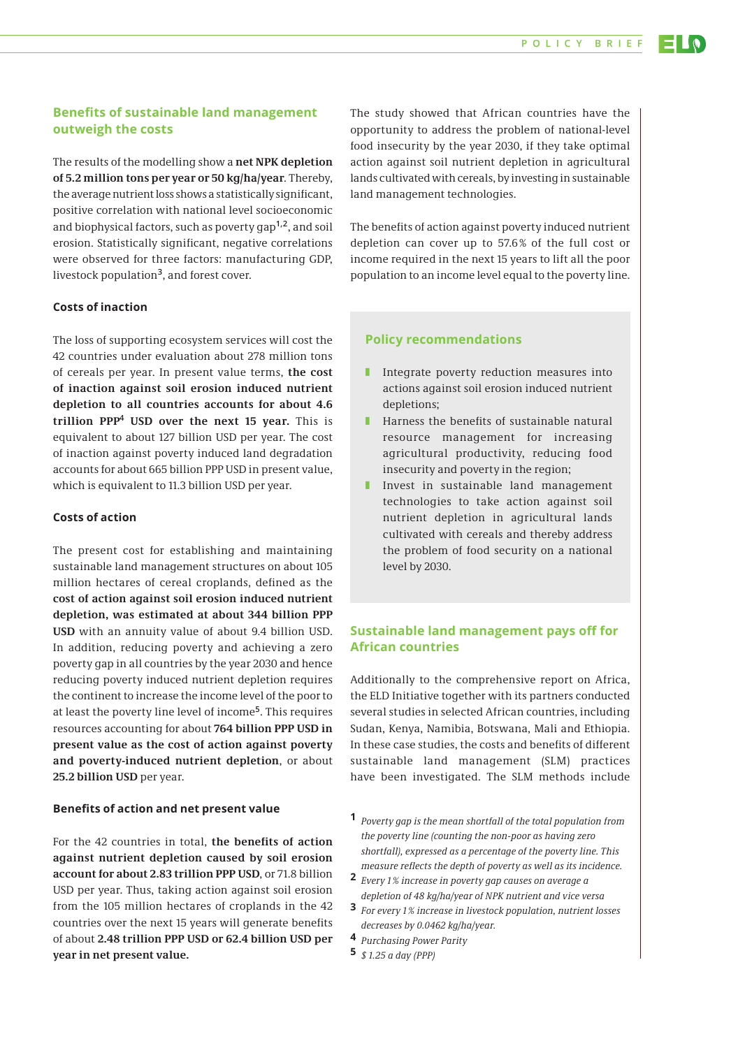## Benefits of sustainable land management outweigh the costs

The results of the modelling show a **net NPK depletion of 5.2 million tons per year or 50 kg/ha/year**. Thereby, the average nutrient loss shows a statistically significant, positive correlation with national level socioeconomic and biophysical factors, such as poverty gap[1,2], and soil erosion. Statistically significant, negative correlations were observed for three factors: manufacturing GDP, livestock population[3], and forest cover.

### Costs of inaction

The loss of supporting ecosystem services will cost the 42 countries under evaluation about 278 million tons of cereals per year. In present value terms, **the cost of inaction against soil erosion induced nutrient depletion to all countries accounts for about 4.6 trillion PPP[4] USD over the next 15 year.** This is equivalent to about 127 billion USD per year. The cost of inaction against poverty induced land degradation accounts for about 665 billion PPP USD in present value, which is equivalent to 11.3 billion USD per year.

### Costs of action

The present cost for establishing and maintaining sustainable land management structures on about 105 million hectares of cereal croplands, defined as the **cost of action against soil erosion induced nutrient depletion, was estimated at about 344 billion PPP USD** with an annuity value of about 9.4 billion USD. In addition, reducing poverty and achieving a zero poverty gap in all countries by the year 2030 and hence reducing poverty induced nutrient depletion requires the continent to increase the income level of the poor to at least the poverty line level of income[5]. This requires resources accounting for about **764 billion PPP USD in present value as the cost of action against poverty and poverty-induced nutrient depletion**, or about **25.2 billion USD** per year.

### Benefits of action and net present value

For the 42 countries in total, **the benefits of action against nutrient depletion caused by soil erosion account for about 2.83 trillion PPP USD**, or 71.8 billion USD per year. Thus, taking action against soil erosion from the 105 million hectares of croplands in the 42 countries over the next 15 years will generate benefits of about **2.48 trillion PPP USD or 62.4 billion USD per year in net present value.**

The study showed that African countries have the opportunity to address the problem of national-level food insecurity by the year 2030, if they take optimal action against soil nutrient depletion in agricultural lands cultivated with cereals, by investing in sustainable land management technologies.

The benefits of action against poverty induced nutrient depletion can cover up to 57.6% of the full cost or income required in the next 15 years to lift all the poor population to an income level equal to the poverty line.

## Policy recommendations

- Integrate poverty reduction measures into actions against soil erosion induced nutrient depletions;
- Harness the benefits of sustainable natural resource management for increasing agricultural productivity, reducing food insecurity and poverty in the region;
- Invest in sustainable land management technologies to take action against soil nutrient depletion in agricultural lands cultivated with cereals and thereby address the problem of food security on a national level by 2030.

## Sustainable land management pays off for African countries

Additionally to the comprehensive report on Africa, the ELD Initiative together with its partners conducted several studies in selected African countries, including Sudan, Kenya, Namibia, Botswana, Mali and Ethiopia. In these case studies, the costs and benefits of different sustainable land management (SLM) practices have been investigated. The SLM methods include

---

1 *Poverty gap is the mean shortfall of the total population from the poverty line (counting the non-poor as having zero shortfall), expressed as a percentage of the poverty line. This measure reflects the depth of poverty as well as its incidence.*

2 *Every 1% increase in poverty gap causes on average a depletion of 48 kg/ha/year of NPK nutrient and vice versa*

3 *For every 1% increase in livestock population, nutrient losses decreases by 0.0462 kg/ha/year.*

4 *Purchasing Power Parity*

5 *$ 1.25 a day (PPP)*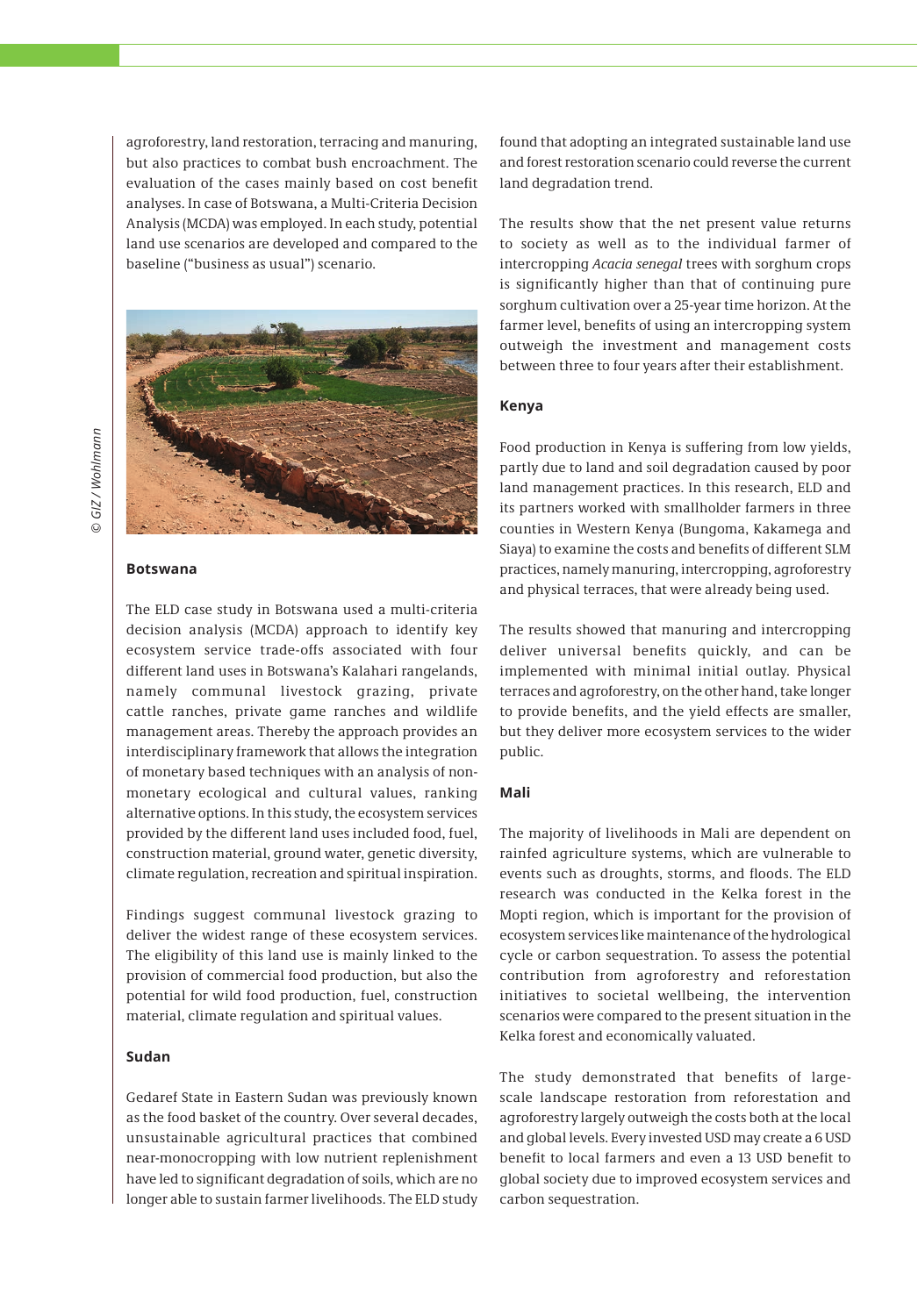agroforestry, land restoration, terracing and manuring, but also practices to combat bush encroachment. The evaluation of the cases mainly based on cost benefit analyses. In case of Botswana, a Multi-Criteria Decision Analysis (MCDA) was employed. In each study, potential land use scenarios are developed and compared to the baseline ("business as usual") scenario.

© GIZ / Wohlmann

### Botswana

The ELD case study in Botswana used a multi-criteria decision analysis (MCDA) approach to identify key ecosystem service trade-offs associated with four different land uses in Botswana's Kalahari rangelands, namely communal livestock grazing, private cattle ranches, private game ranches and wildlife management areas. Thereby the approach provides an interdisciplinary framework that allows the integration of monetary based techniques with an analysis of non-monetary ecological and cultural values, ranking alternative options. In this study, the ecosystem services provided by the different land uses included food, fuel, construction material, ground water, genetic diversity, climate regulation, recreation and spiritual inspiration.

Findings suggest communal livestock grazing to deliver the widest range of these ecosystem services. The eligibility of this land use is mainly linked to the provision of commercial food production, but also the potential for wild food production, fuel, construction material, climate regulation and spiritual values.

### Sudan

Gedaref State in Eastern Sudan was previously known as the food basket of the country. Over several decades, unsustainable agricultural practices that combined near-monocropping with low nutrient replenishment have led to significant degradation of soils, which are no longer able to sustain farmer livelihoods. The ELD study found that adopting an integrated sustainable land use and forest restoration scenario could reverse the current land degradation trend.

The results show that the net present value returns to society as well as to the individual farmer of intercropping *Acacia senegal* trees with sorghum crops is significantly higher than that of continuing pure sorghum cultivation over a 25-year time horizon. At the farmer level, benefits of using an intercropping system outweigh the investment and management costs between three to four years after their establishment.

### Kenya

Food production in Kenya is suffering from low yields, partly due to land and soil degradation caused by poor land management practices. In this research, ELD and its partners worked with smallholder farmers in three counties in Western Kenya (Bungoma, Kakamega and Siaya) to examine the costs and benefits of different SLM practices, namely manuring, intercropping, agroforestry and physical terraces, that were already being used.

The results showed that manuring and intercropping deliver universal benefits quickly, and can be implemented with minimal initial outlay. Physical terraces and agroforestry, on the other hand, take longer to provide benefits, and the yield effects are smaller, but they deliver more ecosystem services to the wider public.

### Mali

The majority of livelihoods in Mali are dependent on rainfed agriculture systems, which are vulnerable to events such as droughts, storms, and floods. The ELD research was conducted in the Kelka forest in the Mopti region, which is important for the provision of ecosystem services like maintenance of the hydrological cycle or carbon sequestration. To assess the potential contribution from agroforestry and reforestation initiatives to societal wellbeing, the intervention scenarios were compared to the present situation in the Kelka forest and economically valuated.

The study demonstrated that benefits of large-scale landscape restoration from reforestation and agroforestry largely outweigh the costs both at the local and global levels. Every invested USD may create a 6 USD benefit to local farmers and even a 13 USD benefit to global society due to improved ecosystem services and carbon sequestration.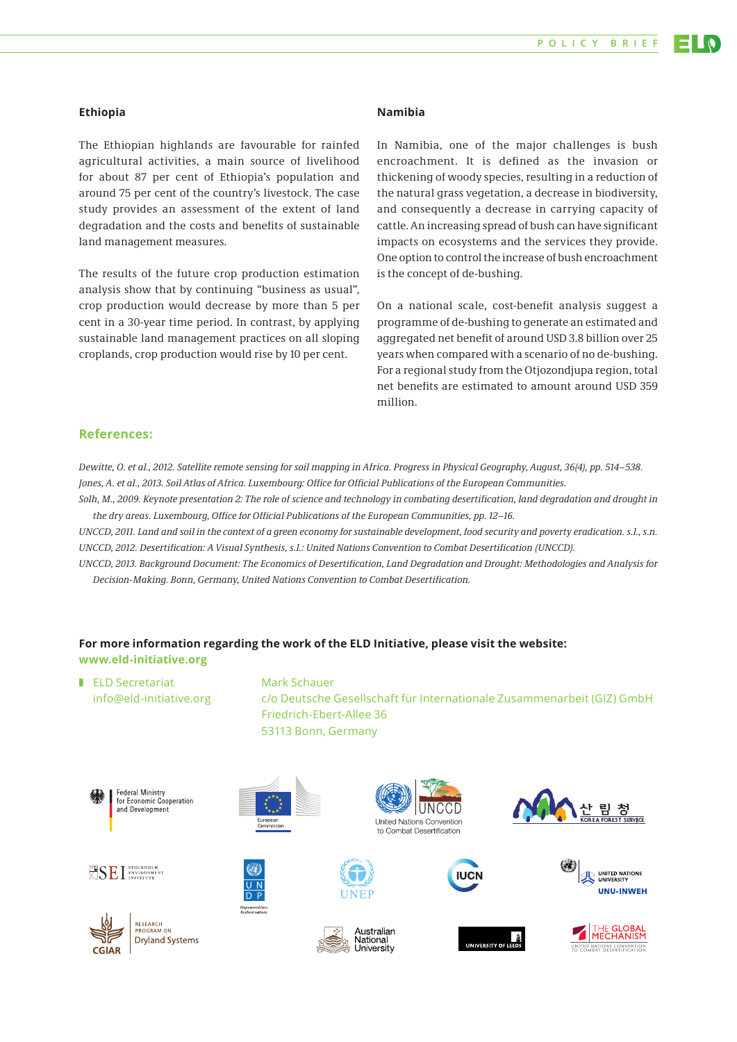### Ethiopia

The Ethiopian highlands are favourable for rainfed agricultural activities, a main source of livelihood for about 87 per cent of Ethiopia's population and around 75 per cent of the country's livestock. The case study provides an assessment of the extent of land degradation and the costs and benefits of sustainable land management measures.

The results of the future crop production estimation analysis show that by continuing "business as usual", crop production would decrease by more than 5 per cent in a 30-year time period. In contrast, by applying sustainable land management practices on all sloping croplands, crop production would rise by 10 per cent.

### Namibia

In Namibia, one of the major challenges is bush encroachment. It is defined as the invasion or thickening of woody species, resulting in a reduction of the natural grass vegetation, a decrease in biodiversity, and consequently a decrease in carrying capacity of cattle. An increasing spread of bush can have significant impacts on ecosystems and the services they provide. One option to control the increase of bush encroachment is the concept of de-bushing.

On a national scale, cost-benefit analysis suggest a programme of de-bushing to generate an estimated and aggregated net benefit of around USD 3.8 billion over 25 years when compared with a scenario of no de-bushing. For a regional study from the Otjozondjupa region, total net benefits are estimated to amount around USD 359 million.

## References:

*Dewitte, O. et al., 2012. Satellite remote sensing for soil mapping in Africa. Progress in Physical Geography, August, 36(4), pp. 514–538.*

*Jones, A. et al., 2013. Soil Atlas of Africa. Luxembourg: Office for Official Publications of the European Communities.*

*Solh, M., 2009. Keynote presentation 2: The role of science and technology in combating desertification, land degradation and drought in the dry areas. Luxembourg, Office for Official Publications of the European Communities, pp. 12–16.*

*UNCCD, 2011. Land and soil in the context of a green economy for sustainable development, food security and poverty eradication. s.l., s.n.*

*UNCCD, 2012. Desertification: A Visual Synthesis, s.l.: United Nations Convention to Combat Desertification (UNCCD).*

*UNCCD, 2013. Background Document: The Economics of Desertification, Land Degradation and Drought: Methodologies and Analysis for Decision-Making. Bonn, Germany, United Nations Convention to Combat Desertification.*

**For more information regarding the work of the ELD Initiative, please visit the website:**
**www.eld-initiative.org**

ELD Secretariat
info@eld-initiative.org

Mark Schauer
c/o Deutsche Gesellschaft für Internationale Zusammenarbeit (GIZ) GmbH
Friedrich-Ebert-Allee 36
53113 Bonn, Germany